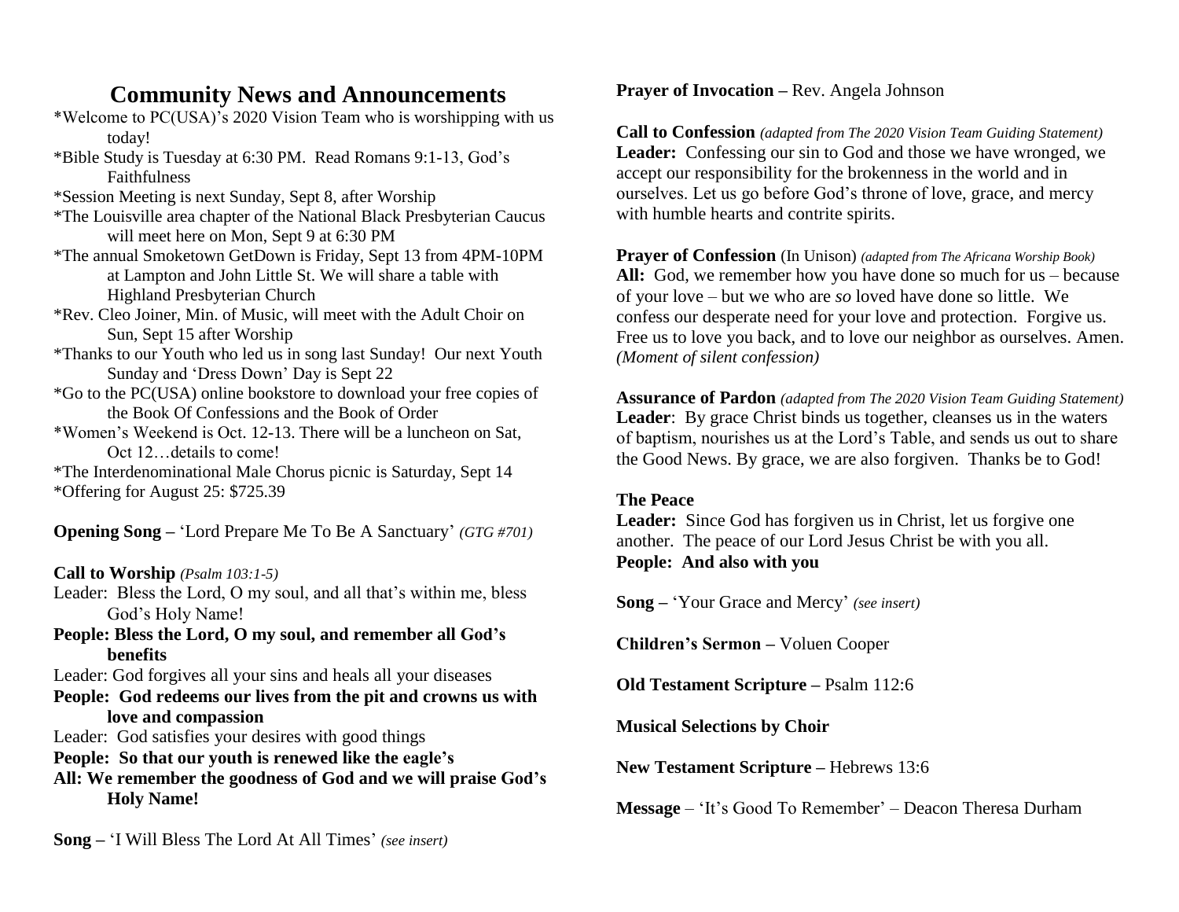# Community News and Announcements

*Welcome to PC(USA)'s 2020 Vision Team who is worshipping with us today!
*Bible Study is Tuesday at 6:30 PM. Read Romans 9:1-13, God's Faithfulness
*Session Meeting is next Sunday, Sept 8, after Worship
*The Louisville area chapter of the National Black Presbyterian Caucus will meet here on Mon, Sept 9 at 6:30 PM
*The annual Smoketown GetDown is Friday, Sept 13 from 4PM-10PM at Lampton and John Little St. We will share a table with Highland Presbyterian Church
*Rev. Cleo Joiner, Min. of Music, will meet with the Adult Choir on Sun, Sept 15 after Worship
*Thanks to our Youth who led us in song last Sunday! Our next Youth Sunday and 'Dress Down' Day is Sept 22
*Go to the PC(USA) online bookstore to download your free copies of the Book Of Confessions and the Book of Order
*Women's Weekend is Oct. 12-13. There will be a luncheon on Sat, Oct 12…details to come!
*The Interdenominational Male Chorus picnic is Saturday, Sept 14
*Offering for August 25: $725.39

**Opening Song –** 'Lord Prepare Me To Be A Sanctuary' *(GTG #701)*

**Call to Worship** *(Psalm 103:1-5)*

Leader: Bless the Lord, O my soul, and all that's within me, bless God's Holy Name!

**People: Bless the Lord, O my soul, and remember all God's benefits**

Leader: God forgives all your sins and heals all your diseases

**People: God redeems our lives from the pit and crowns us with love and compassion**

Leader: God satisfies your desires with good things

**People: So that our youth is renewed like the eagle's**

**All: We remember the goodness of God and we will praise God's Holy Name!**

**Song –** 'I Will Bless The Lord At All Times' *(see insert)*

**Prayer of Invocation –** Rev. Angela Johnson

**Call to Confession** *(adapted from The 2020 Vision Team Guiding Statement)*
**Leader:** Confessing our sin to God and those we have wronged, we accept our responsibility for the brokenness in the world and in ourselves. Let us go before God's throne of love, grace, and mercy with humble hearts and contrite spirits.

**Prayer of Confession** (In Unison) *(adapted from The Africana Worship Book)*
**All:** God, we remember how you have done so much for us – because of your love – but we who are *so* loved have done so little. We confess our desperate need for your love and protection. Forgive us. Free us to love you back, and to love our neighbor as ourselves. Amen. *(Moment of silent confession)*

**Assurance of Pardon** *(adapted from The 2020 Vision Team Guiding Statement)*
**Leader**: By grace Christ binds us together, cleanses us in the waters of baptism, nourishes us at the Lord's Table, and sends us out to share the Good News. By grace, we are also forgiven. Thanks be to God!

**The Peace**
**Leader:** Since God has forgiven us in Christ, let us forgive one another. The peace of our Lord Jesus Christ be with you all.
**People: And also with you**

**Song –** 'Your Grace and Mercy' *(see insert)*

**Children's Sermon –** Voluen Cooper

**Old Testament Scripture –** Psalm 112:6

**Musical Selections by Choir**

**New Testament Scripture –** Hebrews 13:6

**Message** – 'It's Good To Remember' – Deacon Theresa Durham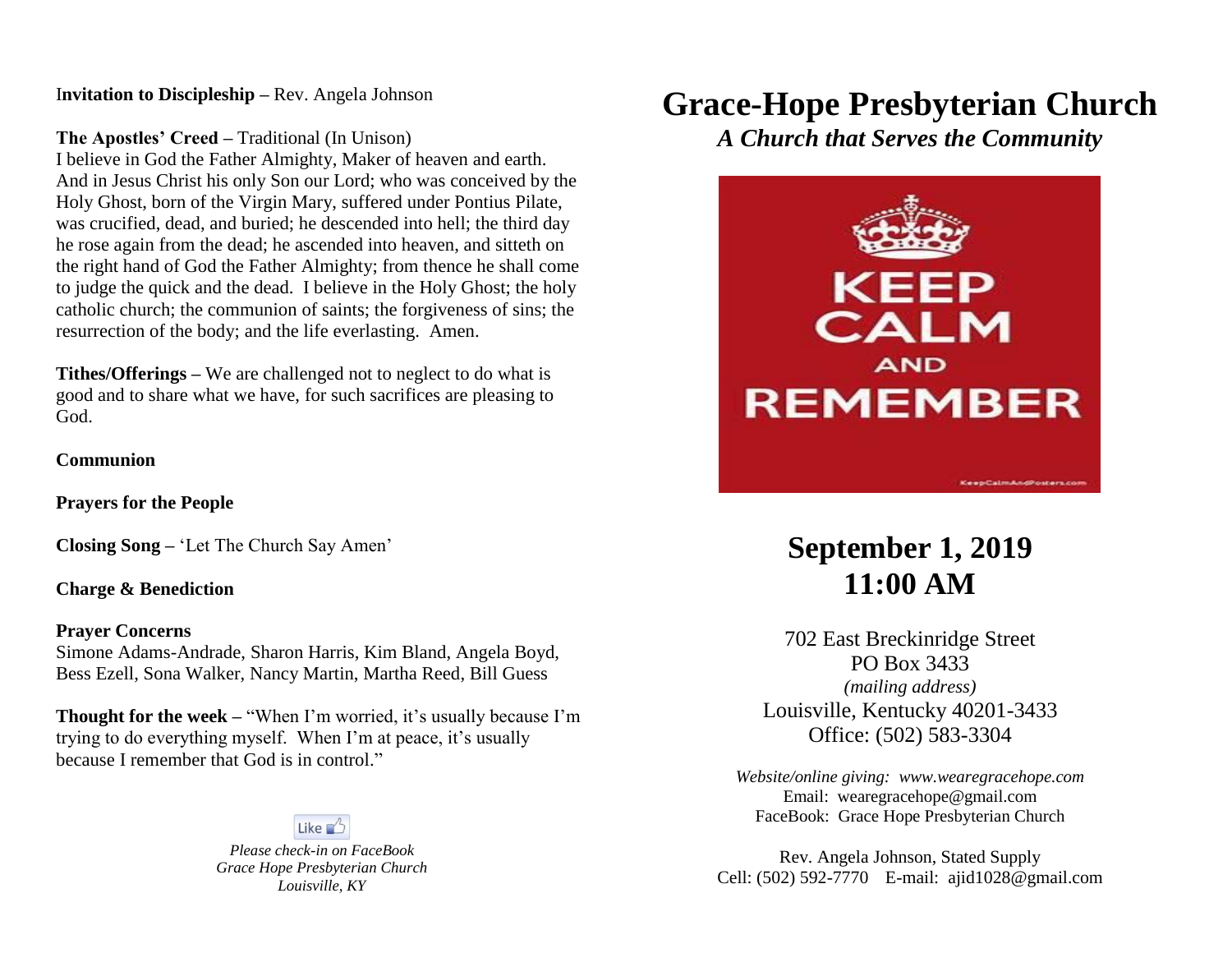**Invitation to Discipleship –** Rev. Angela Johnson

**The Apostles' Creed –** Traditional (In Unison)

I believe in God the Father Almighty, Maker of heaven and earth. And in Jesus Christ his only Son our Lord; who was conceived by the Holy Ghost, born of the Virgin Mary, suffered under Pontius Pilate, was crucified, dead, and buried; he descended into hell; the third day he rose again from the dead; he ascended into heaven, and sitteth on the right hand of God the Father Almighty; from thence he shall come to judge the quick and the dead. I believe in the Holy Ghost; the holy catholic church; the communion of saints; the forgiveness of sins; the resurrection of the body; and the life everlasting. Amen.

**Tithes/Offerings –** We are challenged not to neglect to do what is good and to share what we have, for such sacrifices are pleasing to God.

**Communion**

**Prayers for the People**

**Closing Song –** 'Let The Church Say Amen'

**Charge & Benediction**

**Prayer Concerns**

Simone Adams-Andrade, Sharon Harris, Kim Bland, Angela Boyd, Bess Ezell, Sona Walker, Nancy Martin, Martha Reed, Bill Guess

**Thought for the week –** "When I'm worried, it's usually because I'm trying to do everything myself. When I'm at peace, it's usually because I remember that God is in control."

Like

*Please check-in on FaceBook*
*Grace Hope Presbyterian Church*
*Louisville, KY*

# Grace-Hope Presbyterian Church

***A Church that Serves the Community***

KEEP CALM AND REMEMBER

## September 1, 2019
## 11:00 AM

702 East Breckinridge Street
PO Box 3433
*(mailing address)*
Louisville, Kentucky 40201-3433
Office: (502) 583-3304

*Website/online giving: www.wearegracehope.com*
Email: wearegracehope@gmail.com
FaceBook: Grace Hope Presbyterian Church

Rev. Angela Johnson, Stated Supply
Cell: (502) 592-7770 E-mail: ajid1028@gmail.com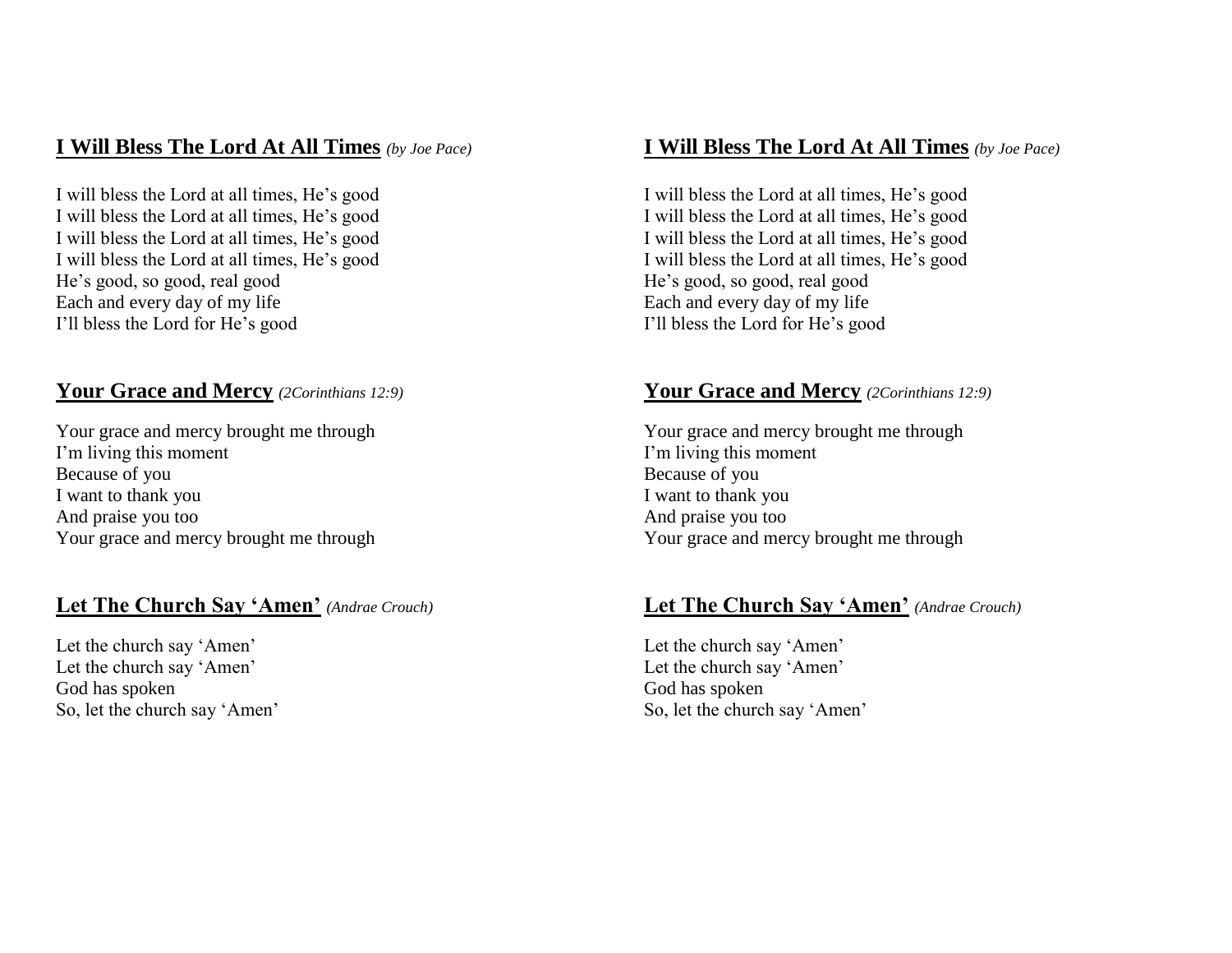## I Will Bless The Lord At All Times *(by Joe Pace)*

I will bless the Lord at all times, He's good
I will bless the Lord at all times, He's good
I will bless the Lord at all times, He's good
I will bless the Lord at all times, He's good
He's good, so good, real good
Each and every day of my life
I'll bless the Lord for He's good

## Your Grace and Mercy *(2Corinthians 12:9)*

Your grace and mercy brought me through
I'm living this moment
Because of you
I want to thank you
And praise you too
Your grace and mercy brought me through

## Let The Church Say 'Amen' *(Andrae Crouch)*

Let the church say 'Amen'
Let the church say 'Amen'
God has spoken
So, let the church say 'Amen'

## I Will Bless The Lord At All Times *(by Joe Pace)*

I will bless the Lord at all times, He's good
I will bless the Lord at all times, He's good
I will bless the Lord at all times, He's good
I will bless the Lord at all times, He's good
He's good, so good, real good
Each and every day of my life
I'll bless the Lord for He's good

## Your Grace and Mercy *(2Corinthians 12:9)*

Your grace and mercy brought me through
I'm living this moment
Because of you
I want to thank you
And praise you too
Your grace and mercy brought me through

## Let The Church Say 'Amen' *(Andrae Crouch)*

Let the church say 'Amen'
Let the church say 'Amen'
God has spoken
So, let the church say 'Amen'